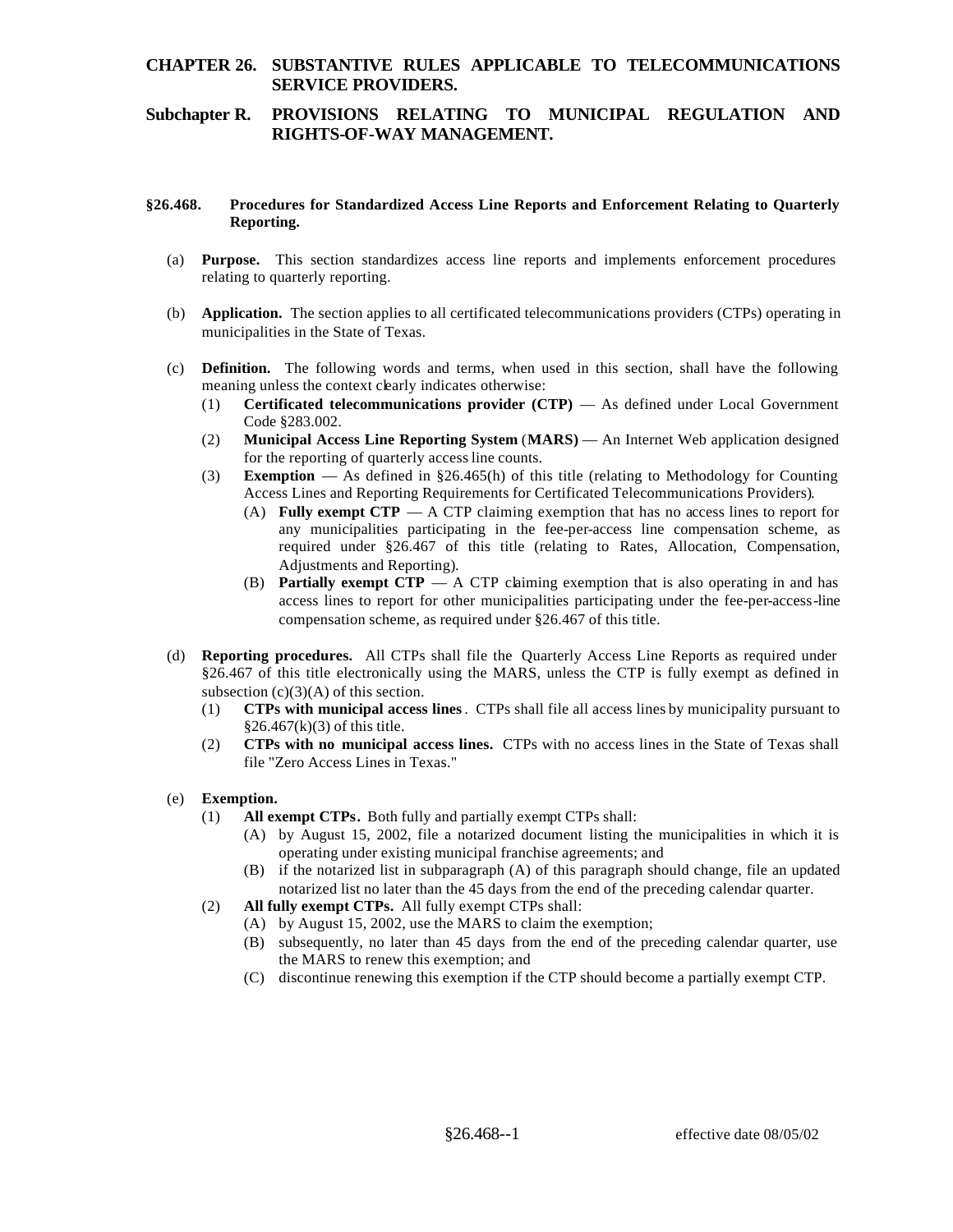# CHAPTER 26. SUBSTANTIVE RULES APPLICABLE TO TELECOMMUNICATIONS SERVICE PROVIDERS.

## Subchapter R. PROVISIONS RELATING TO MUNICIPAL REGULATION AND RIGHTS-OF-WAY MANAGEMENT.

### §26.468. Procedures for Standardized Access Line Reports and Enforcement Relating to Quarterly Reporting.

(a) **Purpose.** This section standardizes access line reports and implements enforcement procedures relating to quarterly reporting.

(b) **Application.** The section applies to all certificated telecommunications providers (CTPs) operating in municipalities in the State of Texas.

(c) **Definition.** The following words and terms, when used in this section, shall have the following meaning unless the context clearly indicates otherwise:

- (1) **Certificated telecommunications provider (CTP)** — As defined under Local Government Code §283.002.
- (2) **Municipal Access Line Reporting System** (**MARS)** — An Internet Web application designed for the reporting of quarterly access line counts.
- (3) **Exemption** — As defined in §26.465(h) of this title (relating to Methodology for Counting Access Lines and Reporting Requirements for Certificated Telecommunications Providers).
  - (A) **Fully exempt CTP** — A CTP claiming exemption that has no access lines to report for any municipalities participating in the fee-per-access line compensation scheme, as required under §26.467 of this title (relating to Rates, Allocation, Compensation, Adjustments and Reporting).
  - (B) **Partially exempt CTP** — A CTP claiming exemption that is also operating in and has access lines to report for other municipalities participating under the fee-per-access-line compensation scheme, as required under §26.467 of this title.

(d) **Reporting procedures.** All CTPs shall file the Quarterly Access Line Reports as required under §26.467 of this title electronically using the MARS, unless the CTP is fully exempt as defined in subsection (c)(3)(A) of this section.

- (1) **CTPs with municipal access lines**. CTPs shall file all access lines by municipality pursuant to §26.467(k)(3) of this title.
- (2) **CTPs with no municipal access lines.** CTPs with no access lines in the State of Texas shall file "Zero Access Lines in Texas."

(e) **Exemption.**

- (1) **All exempt CTPs.** Both fully and partially exempt CTPs shall:
  - (A) by August 15, 2002, file a notarized document listing the municipalities in which it is operating under existing municipal franchise agreements; and
  - (B) if the notarized list in subparagraph (A) of this paragraph should change, file an updated notarized list no later than the 45 days from the end of the preceding calendar quarter.
- (2) **All fully exempt CTPs.** All fully exempt CTPs shall:
  - (A) by August 15, 2002, use the MARS to claim the exemption;
  - (B) subsequently, no later than 45 days from the end of the preceding calendar quarter, use the MARS to renew this exemption; and
  - (C) discontinue renewing this exemption if the CTP should become a partially exempt CTP.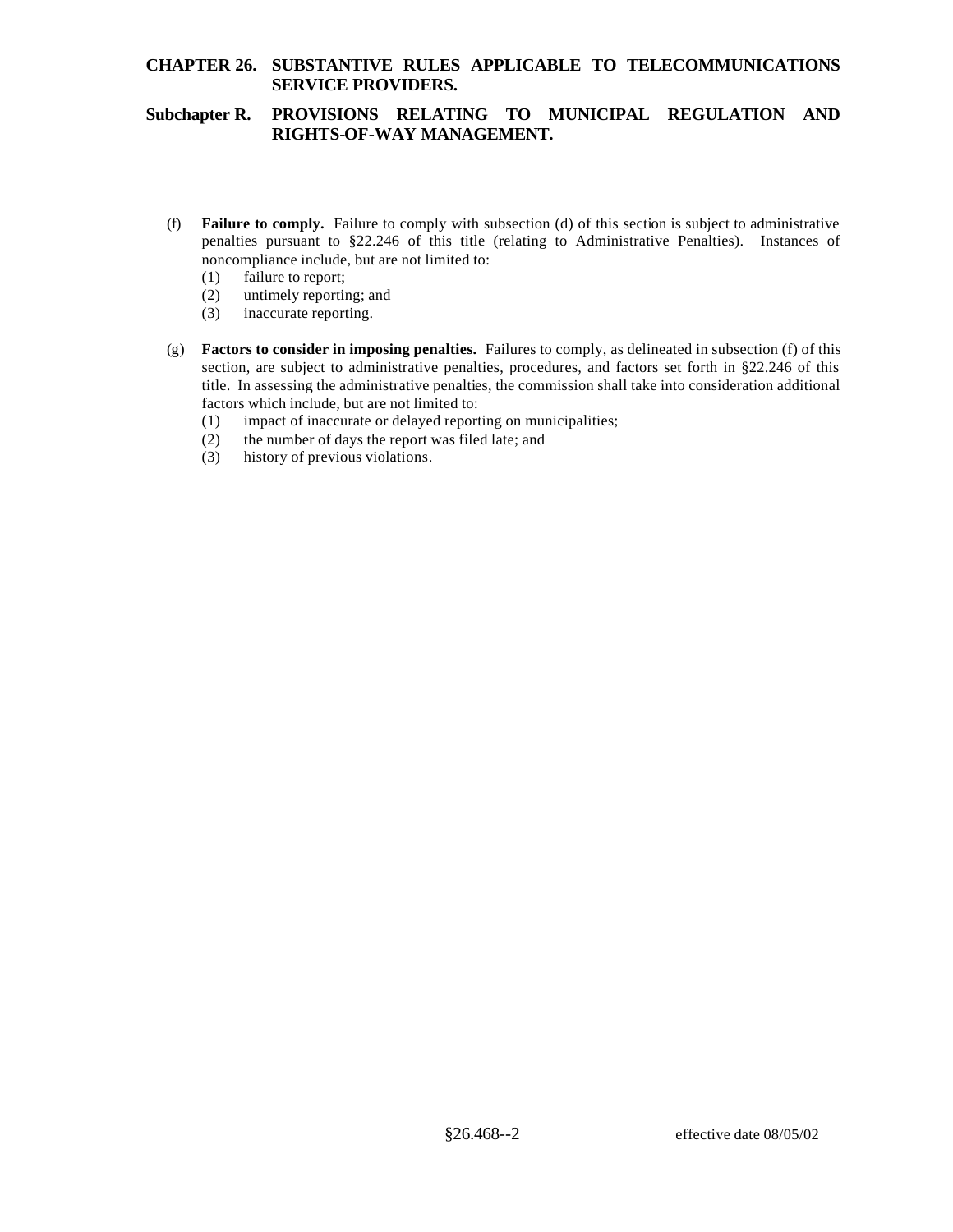(f) **Failure to comply.** Failure to comply with subsection (d) of this section is subject to administrative penalties pursuant to §22.246 of this title (relating to Administrative Penalties). Instances of noncompliance include, but are not limited to:

(1) failure to report;

(2) untimely reporting; and

(3) inaccurate reporting.

(g) **Factors to consider in imposing penalties.** Failures to comply, as delineated in subsection (f) of this section, are subject to administrative penalties, procedures, and factors set forth in §22.246 of this title. In assessing the administrative penalties, the commission shall take into consideration additional factors which include, but are not limited to:

(1) impact of inaccurate or delayed reporting on municipalities;

(2) the number of days the report was filed late; and

(3) history of previous violations.